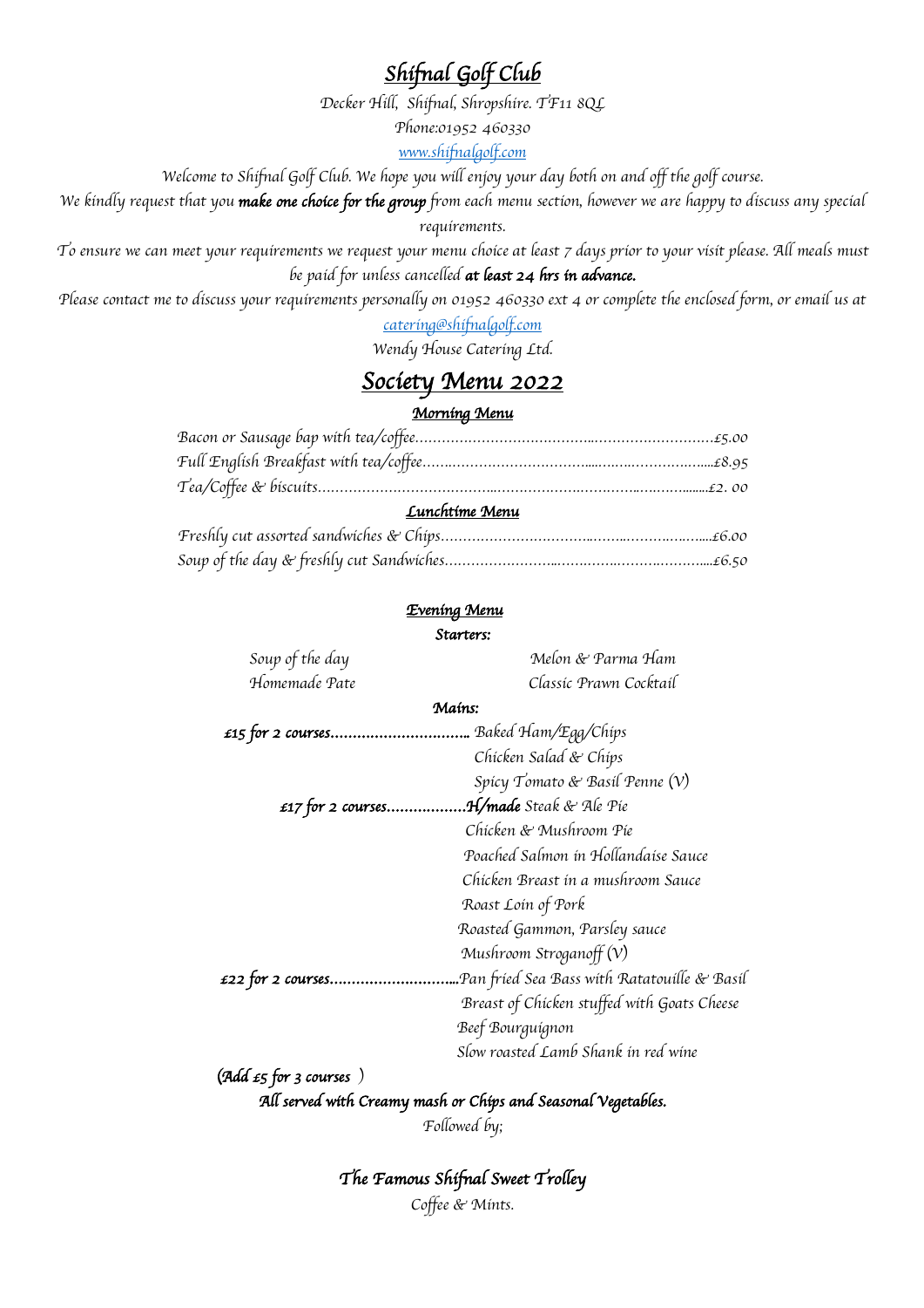# *Shifnal Golf Club*

*Decker Hill, Shifnal, Shropshire. TF11 8QL*

*Phone:01952 460330*

*www.shifnalgolf.com*

*Welcome to Shifnal Golf Club. We hope you will enjoy your day both on and off the golf course.*

*We kindly request that you* ***make one choice for the group*** *from each menu section, however we are happy to discuss any special requirements.*

*To ensure we can meet your requirements we request your menu choice at least 7 days prior to your visit please. All meals must be paid for unless cancelled* ***at least 24 hrs in advance.***

*Please contact me to discuss your requirements personally on 01952 460330 ext 4 or complete the enclosed form, or email us at catering@shifnalgolf.com*

*Wendy House Catering Ltd.*

## *Society Menu 2022*

### *Morning Menu*

*Bacon or Sausage bap with tea/coffee……………………………………………………………£5.00*

*Full English Breakfast with tea/coffee……………………………………………………………£8.95*

*Tea/Coffee & biscuits…………………………………………………………………………£2. 00*

### *Lunchtime Menu*

*Freshly cut assorted sandwiches & Chips………………………………………………………£6.00*

*Soup of the day & freshly cut Sandwiches………………………………………………………£6.50*

### *Evening Menu*

***Starters:***

*Soup of the day* | *Melon & Parma Ham*

*Homemade Pate* | *Classic Prawn Cocktail*

***Mains:***

***£15 for 2 courses…………………………..*** *Baked Ham/Egg/Chips*
*Chicken Salad & Chips*
*Spicy Tomato & Basil Penne (V)*

***£17 for 2 courses………………H/made*** *Steak & Ale Pie*
*Chicken & Mushroom Pie*
*Poached Salmon in Hollandaise Sauce*
*Chicken Breast in a mushroom Sauce*
*Roast Loin of Pork*
*Roasted Gammon, Parsley sauce*
*Mushroom Stroganoff (V)*

***£22 for 2 courses………………………..****Pan fried Sea Bass with Ratatouille & Basil*
*Breast of Chicken stuffed with Goats Cheese*
*Beef Bourguignon*
*Slow roasted Lamb Shank in red wine*

***(Add £5 for 3 courses )***

***All served with Creamy mash or Chips and Seasonal Vegetables.***

*Followed by;*

### *The Famous Shifnal Sweet Trolley*

*Coffee & Mints.*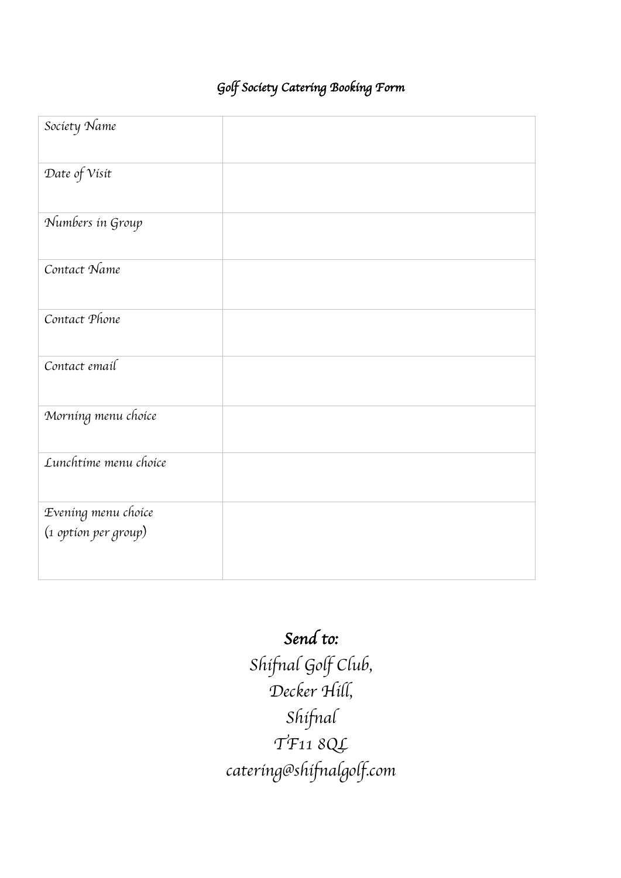# *Golf Society Catering Booking Form*

| | |
|---|---|
| *Society Name* | |
| *Date of Visit* | |
| *Numbers in Group* | |
| *Contact Name* | |
| *Contact Phone* | |
| *Contact email* | |
| *Morning menu choice* | |
| *Lunchtime menu choice* | |
| *Evening menu choice (1 option per group)* | |

*Send to:*

*Shifnal Golf Club,*
*Decker Hill,*
*Shifnal*
*TF11 8QL*
*catering@shifnalgolf.com*